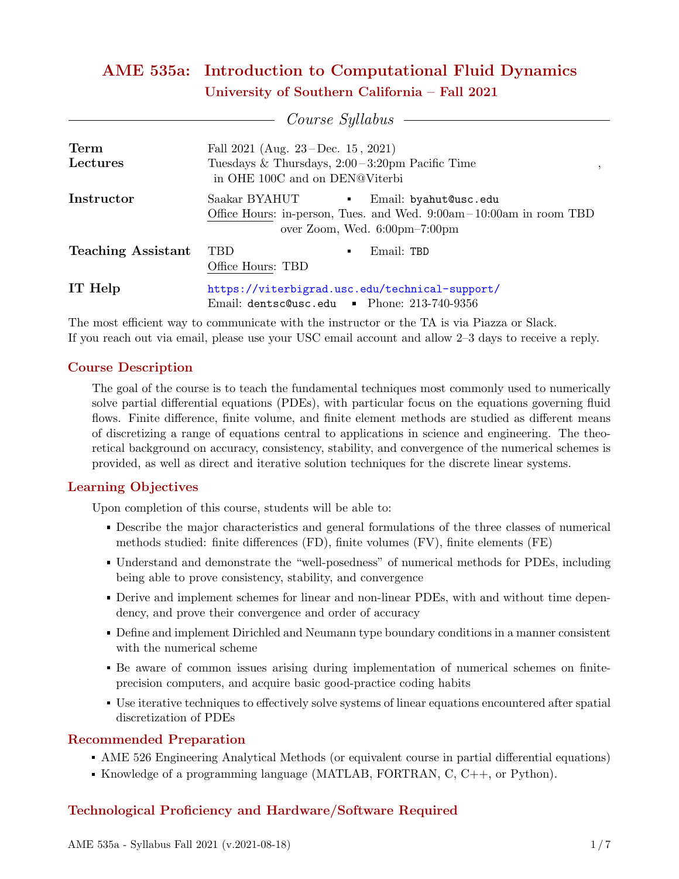# AME 535a: Introduction to Computational Fluid Dynamics

## University of Southern California – Fall 2021

*Course Syllabus*

| | |
|---|---|
| **Term** | Fall 2021 (Aug. 23 – Dec. 15 , 2021) |
| **Lectures** | Tuesdays & Thursdays, 2:00 – 3:20pm Pacific Time , in OHE 100C and on DEN@Viterbi |
| **Instructor** | Saakar BYAHUT ▪ Email: byahut@usc.edu<br>Office Hours: in-person, Tues. and Wed. 9:00am – 10:00am in room TBD<br>over Zoom, Wed. 6:00pm–7:00pm |
| **Teaching Assistant** | TBD ▪ Email: TBD<br>Office Hours: TBD |
| **IT Help** | https://viterbigrad.usc.edu/technical-support/<br>Email: dentsc@usc.edu ▪ Phone: 213-740-9356 |

The most efficient way to communicate with the instructor or the TA is via Piazza or Slack.
If you reach out via email, please use your USC email account and allow 2–3 days to receive a reply.

### Course Description

The goal of the course is to teach the fundamental techniques most commonly used to numerically solve partial differential equations (PDEs), with particular focus on the equations governing fluid flows. Finite difference, finite volume, and finite element methods are studied as different means of discretizing a range of equations central to applications in science and engineering. The theoretical background on accuracy, consistency, stability, and convergence of the numerical schemes is provided, as well as direct and iterative solution techniques for the discrete linear systems.

### Learning Objectives

Upon completion of this course, students will be able to:

- Describe the major characteristics and general formulations of the three classes of numerical methods studied: finite differences (FD), finite volumes (FV), finite elements (FE)
- Understand and demonstrate the "well-posedness" of numerical methods for PDEs, including being able to prove consistency, stability, and convergence
- Derive and implement schemes for linear and non-linear PDEs, with and without time dependency, and prove their convergence and order of accuracy
- Define and implement Dirichled and Neumann type boundary conditions in a manner consistent with the numerical scheme
- Be aware of common issues arising during implementation of numerical schemes on finite-precision computers, and acquire basic good-practice coding habits
- Use iterative techniques to effectively solve systems of linear equations encountered after spatial discretization of PDEs

### Recommended Preparation

- AME 526 Engineering Analytical Methods (or equivalent course in partial differential equations)
- Knowledge of a programming language (MATLAB, FORTRAN, C, C++, or Python).

### Technological Proficiency and Hardware/Software Required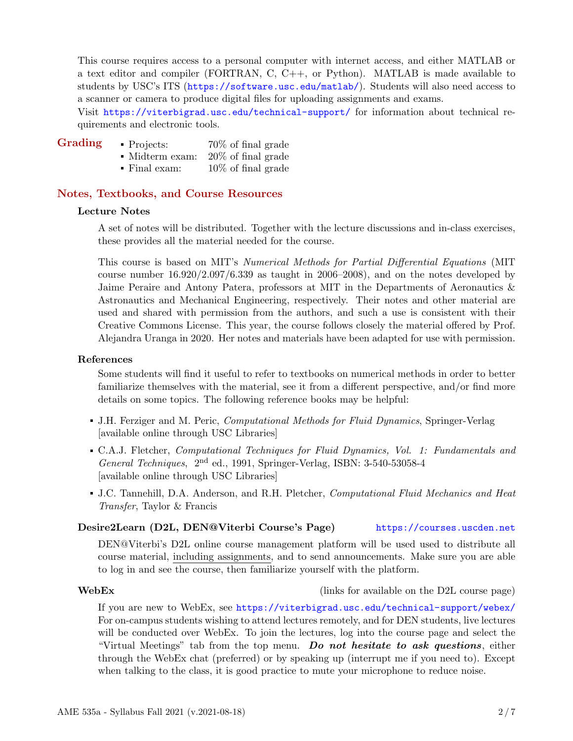This course requires access to a personal computer with internet access, and either MATLAB or a text editor and compiler (FORTRAN, C, C++, or Python). MATLAB is made available to students by USC's ITS (https://software.usc.edu/matlab/). Students will also need access to a scanner or camera to produce digital files for uploading assignments and exams.
Visit https://viterbigrad.usc.edu/technical-support/ for information about technical requirements and electronic tools.

## Grading

- Projects: 70% of final grade
- Midterm exam: 20% of final grade
- Final exam: 10% of final grade

## Notes, Textbooks, and Course Resources

### Lecture Notes

A set of notes will be distributed. Together with the lecture discussions and in-class exercises, these provides all the material needed for the course.

This course is based on MIT's *Numerical Methods for Partial Differential Equations* (MIT course number 16.920/2.097/6.339 as taught in 2006–2008), and on the notes developed by Jaime Peraire and Antony Patera, professors at MIT in the Departments of Aeronautics & Astronautics and Mechanical Engineering, respectively. Their notes and other material are used and shared with permission from the authors, and such a use is consistent with their Creative Commons License. This year, the course follows closely the material offered by Prof. Alejandra Uranga in 2020. Her notes and materials have been adapted for use with permission.

### References

Some students will find it useful to refer to textbooks on numerical methods in order to better familiarize themselves with the material, see it from a different perspective, and/or find more details on some topics. The following reference books may be helpful:

- J.H. Ferziger and M. Peric, *Computational Methods for Fluid Dynamics*, Springer-Verlag [available online through USC Libraries]
- C.A.J. Fletcher, *Computational Techniques for Fluid Dynamics, Vol. 1: Fundamentals and General Techniques*, 2nd ed., 1991, Springer-Verlag, ISBN: 3-540-53058-4 [available online through USC Libraries]
- J.C. Tannehill, D.A. Anderson, and R.H. Pletcher, *Computational Fluid Mechanics and Heat Transfer*, Taylor & Francis

### Desire2Learn (D2L, DEN@Viterbi Course's Page) https://courses.uscden.net

DEN@Viterbi's D2L online course management platform will be used used to distribute all course material, including assignments, and to send announcements. Make sure you are able to log in and see the course, then familiarize yourself with the platform.

### WebEx (links for available on the D2L course page)

If you are new to WebEx, see https://viterbigrad.usc.edu/technical-support/webex/
For on-campus students wishing to attend lectures remotely, and for DEN students, live lectures will be conducted over WebEx. To join the lectures, log into the course page and select the "Virtual Meetings" tab from the top menu. ***Do not hesitate to ask questions***, either through the WebEx chat (preferred) or by speaking up (interrupt me if you need to). Except when talking to the class, it is good practice to mute your microphone to reduce noise.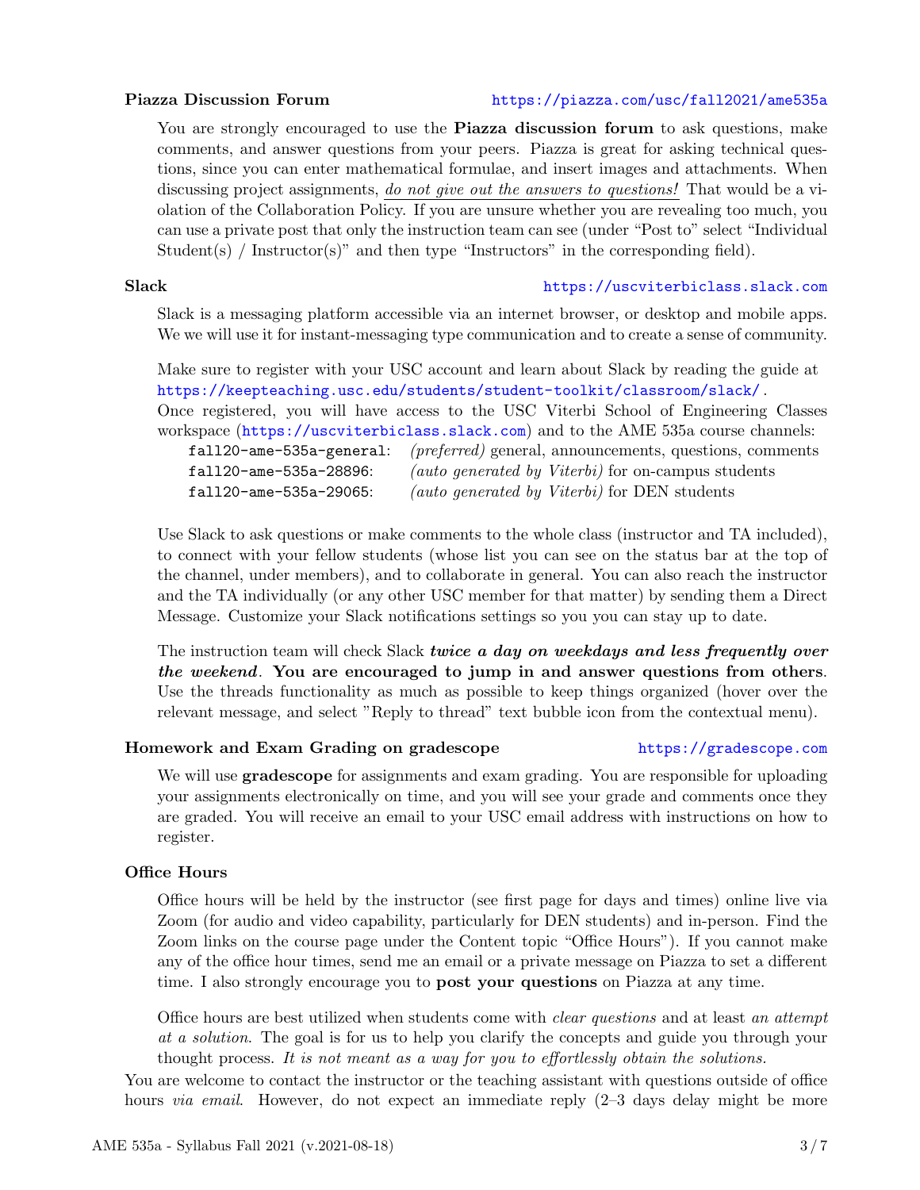### Piazza Discussion Forum https://piazza.com/usc/fall2021/ame535a

You are strongly encouraged to use the **Piazza discussion forum** to ask questions, make comments, and answer questions from your peers. Piazza is great for asking technical questions, since you can enter mathematical formulae, and insert images and attachments. When discussing project assignments, *do not give out the answers to questions!* That would be a violation of the Collaboration Policy. If you are unsure whether you are revealing too much, you can use a private post that only the instruction team can see (under "Post to" select "Individual Student(s) / Instructor(s)" and then type "Instructors" in the corresponding field).

### Slack https://uscviterbiclass.slack.com

Slack is a messaging platform accessible via an internet browser, or desktop and mobile apps. We we will use it for instant-messaging type communication and to create a sense of community.

Make sure to register with your USC account and learn about Slack by reading the guide at https://keepteaching.usc.edu/students/student-toolkit/classroom/slack/.
Once registered, you will have access to the USC Viterbi School of Engineering Classes workspace (https://uscviterbiclass.slack.com) and to the AME 535a course channels:

- `fall20-ame-535a-general`: *(preferred)* general, announcements, questions, comments
- `fall20-ame-535a-28896`: *(auto generated by Viterbi)* for on-campus students
- `fall20-ame-535a-29065`: *(auto generated by Viterbi)* for DEN students

Use Slack to ask questions or make comments to the whole class (instructor and TA included), to connect with your fellow students (whose list you can see on the status bar at the top of the channel, under members), and to collaborate in general. You can also reach the instructor and the TA individually (or any other USC member for that matter) by sending them a Direct Message. Customize your Slack notifications settings so you you can stay up to date.

The instruction team will check Slack ***twice a day on weekdays and less frequently over the weekend***. **You are encouraged to jump in and answer questions from others**. Use the threads functionality as much as possible to keep things organized (hover over the relevant message, and select "Reply to thread" text bubble icon from the contextual menu).

### Homework and Exam Grading on gradescope https://gradescope.com

We will use **gradescope** for assignments and exam grading. You are responsible for uploading your assignments electronically on time, and you will see your grade and comments once they are graded. You will receive an email to your USC email address with instructions on how to register.

### Office Hours

Office hours will be held by the instructor (see first page for days and times) online live via Zoom (for audio and video capability, particularly for DEN students) and in-person. Find the Zoom links on the course page under the Content topic "Office Hours"). If you cannot make any of the office hour times, send me an email or a private message on Piazza to set a different time. I also strongly encourage you to **post your questions** on Piazza at any time.

Office hours are best utilized when students come with *clear questions* and at least *an attempt at a solution*. The goal is for us to help you clarify the concepts and guide you through your thought process. *It is not meant as a way for you to effortlessly obtain the solutions.*

You are welcome to contact the instructor or the teaching assistant with questions outside of office hours *via email*. However, do not expect an immediate reply (2–3 days delay might be more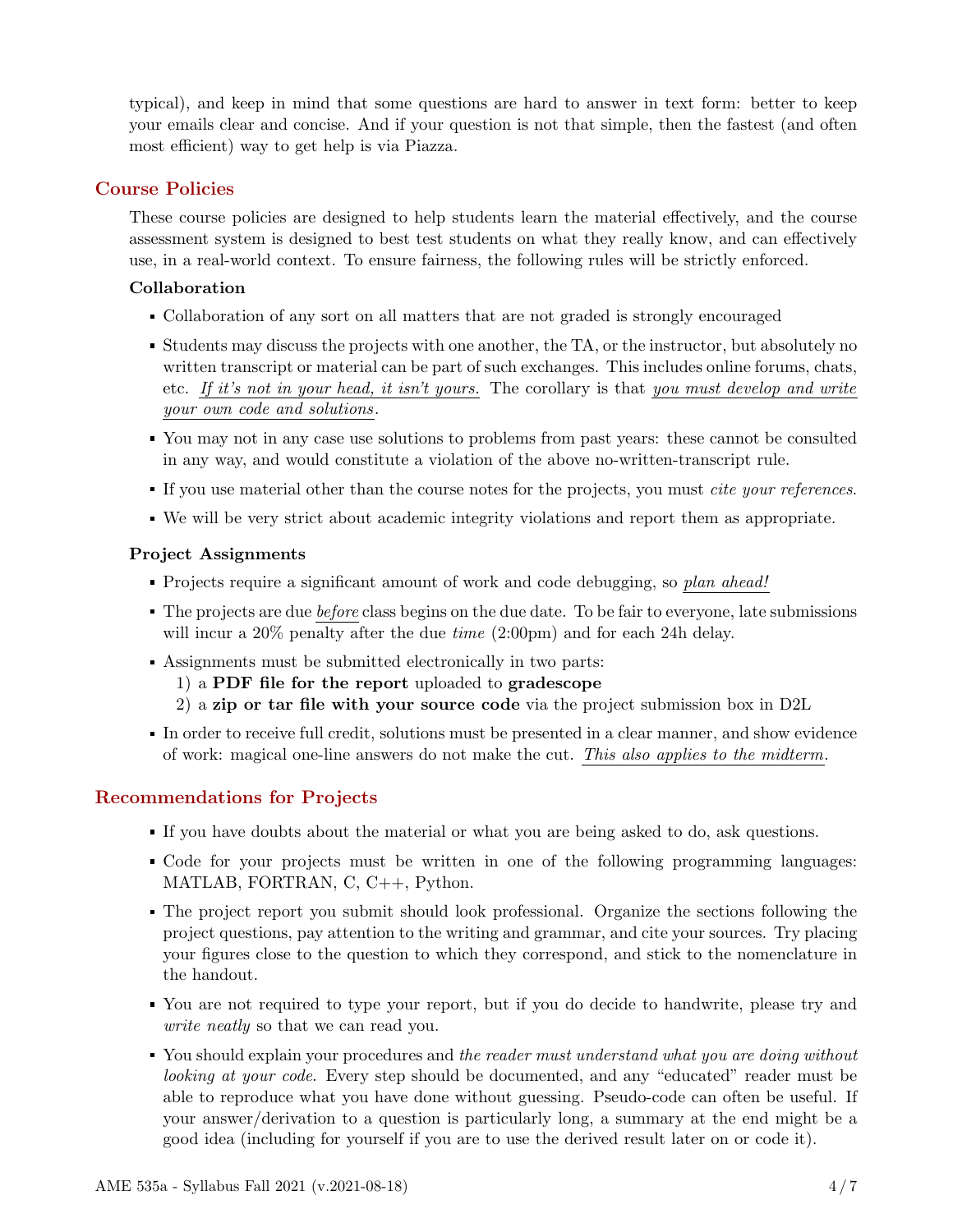typical), and keep in mind that some questions are hard to answer in text form: better to keep your emails clear and concise. And if your question is not that simple, then the fastest (and often most efficient) way to get help is via Piazza.

## Course Policies

These course policies are designed to help students learn the material effectively, and the course assessment system is designed to best test students on what they really know, and can effectively use, in a real-world context. To ensure fairness, the following rules will be strictly enforced.

### Collaboration

- Collaboration of any sort on all matters that are not graded is strongly encouraged
- Students may discuss the projects with one another, the TA, or the instructor, but absolutely no written transcript or material can be part of such exchanges. This includes online forums, chats, etc. *If it's not in your head, it isn't yours.* The corollary is that *you must develop and write your own code and solutions*.
- You may not in any case use solutions to problems from past years: these cannot be consulted in any way, and would constitute a violation of the above no-written-transcript rule.
- If you use material other than the course notes for the projects, you must *cite your references*.
- We will be very strict about academic integrity violations and report them as appropriate.

### Project Assignments

- Projects require a significant amount of work and code debugging, so *plan ahead!*
- The projects are due *before* class begins on the due date. To be fair to everyone, late submissions will incur a 20% penalty after the due *time* (2:00pm) and for each 24h delay.
- Assignments must be submitted electronically in two parts:
  1) a **PDF file for the report** uploaded to **gradescope**
  2) a **zip or tar file with your source code** via the project submission box in D2L
- In order to receive full credit, solutions must be presented in a clear manner, and show evidence of work: magical one-line answers do not make the cut. *This also applies to the midterm*.

## Recommendations for Projects

- If you have doubts about the material or what you are being asked to do, ask questions.
- Code for your projects must be written in one of the following programming languages: MATLAB, FORTRAN, C, C++, Python.
- The project report you submit should look professional. Organize the sections following the project questions, pay attention to the writing and grammar, and cite your sources. Try placing your figures close to the question to which they correspond, and stick to the nomenclature in the handout.
- You are not required to type your report, but if you do decide to handwrite, please try and *write neatly* so that we can read you.
- You should explain your procedures and *the reader must understand what you are doing without looking at your code*. Every step should be documented, and any "educated" reader must be able to reproduce what you have done without guessing. Pseudo-code can often be useful. If your answer/derivation to a question is particularly long, a summary at the end might be a good idea (including for yourself if you are to use the derived result later on or code it).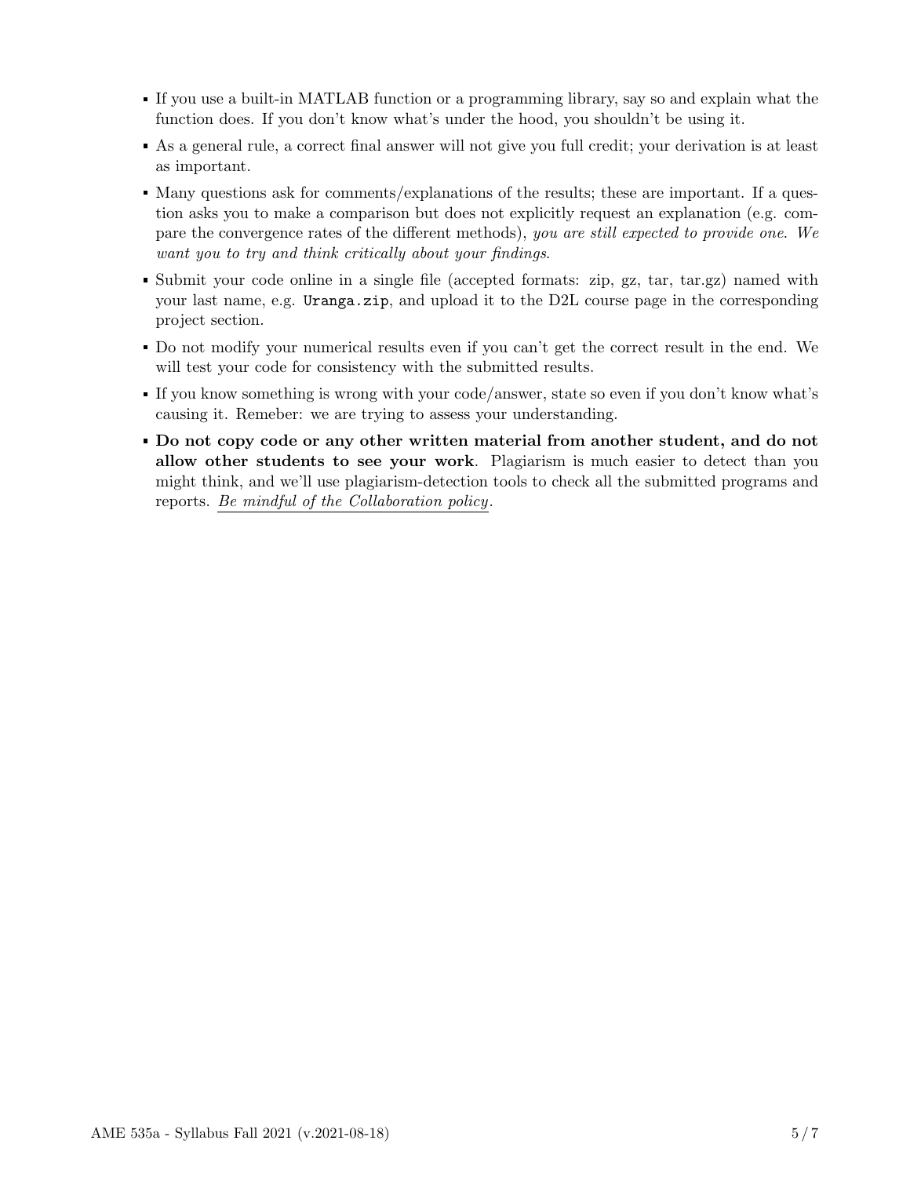- If you use a built-in MATLAB function or a programming library, say so and explain what the function does. If you don't know what's under the hood, you shouldn't be using it.
- As a general rule, a correct final answer will not give you full credit; your derivation is at least as important.
- Many questions ask for comments/explanations of the results; these are important. If a question asks you to make a comparison but does not explicitly request an explanation (e.g. compare the convergence rates of the different methods), *you are still expected to provide one. We want you to try and think critically about your findings.*
- Submit your code online in a single file (accepted formats: zip, gz, tar, tar.gz) named with your last name, e.g. `Uranga.zip`, and upload it to the D2L course page in the corresponding project section.
- Do not modify your numerical results even if you can't get the correct result in the end. We will test your code for consistency with the submitted results.
- If you know something is wrong with your code/answer, state so even if you don't know what's causing it. Remeber: we are trying to assess your understanding.
- **Do not copy code or any other written material from another student, and do not allow other students to see your work**. Plagiarism is much easier to detect than you might think, and we'll use plagiarism-detection tools to check all the submitted programs and reports. *Be mindful of the Collaboration policy*.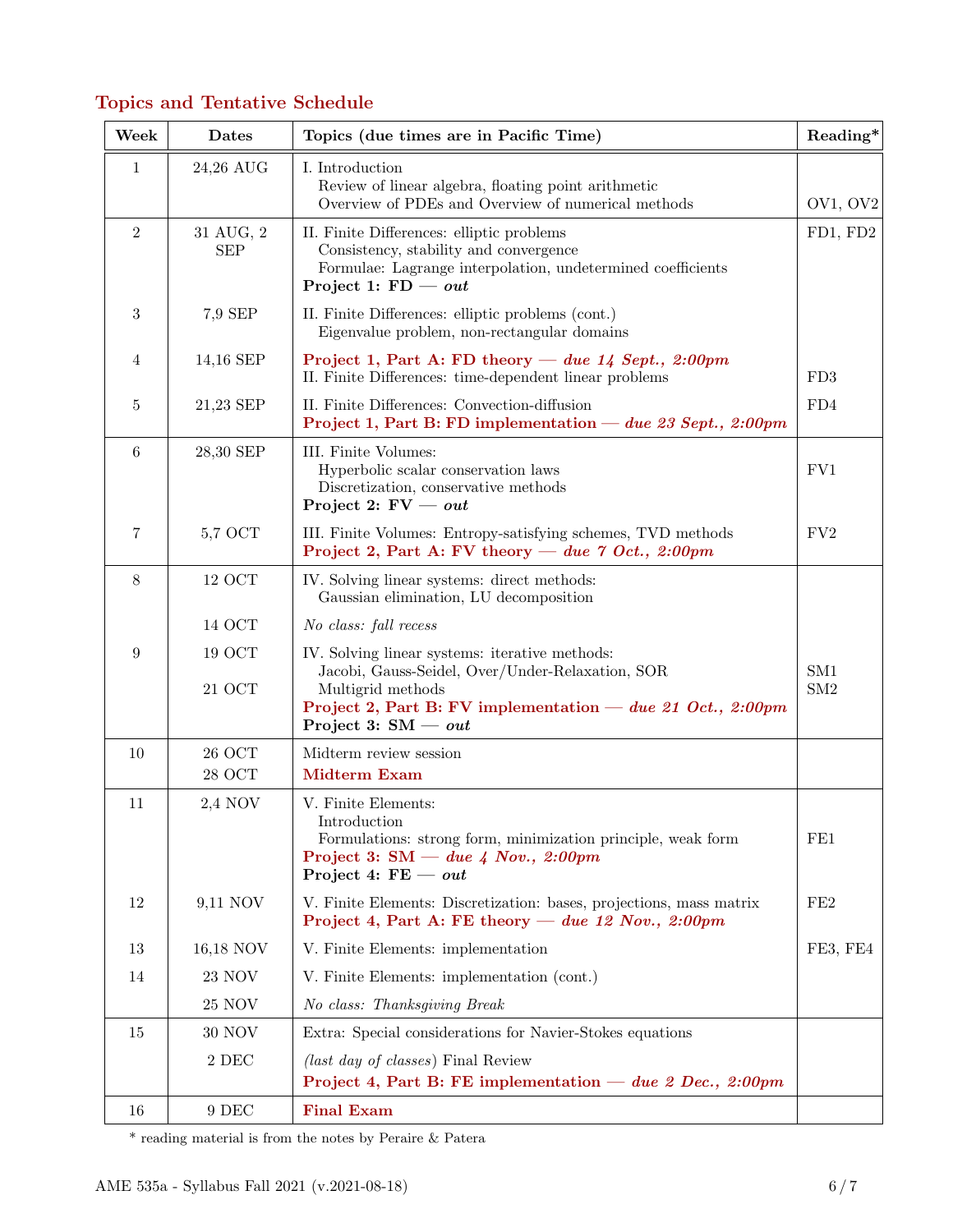## Topics and Tentative Schedule

| Week | Dates | Topics (due times are in Pacific Time) | Reading* |
|---|---|---|---|
| 1 | 24,26 AUG | I. Introduction<br>Review of linear algebra, floating point arithmetic<br>Overview of PDEs and Overview of numerical methods | OV1, OV2 |
| 2 | 31 AUG, 2 SEP | II. Finite Differences: elliptic problems<br>Consistency, stability and convergence<br>Formulae: Lagrange interpolation, undetermined coefficients<br>**Project 1: FD — *out*** | FD1, FD2 |
| 3 | 7,9 SEP | II. Finite Differences: elliptic problems (cont.)<br>Eigenvalue problem, non-rectangular domains | |
| 4 | 14,16 SEP | **Project 1, Part A: FD theory — *due 14 Sept., 2:00pm***<br>II. Finite Differences: time-dependent linear problems | FD3 |
| 5 | 21,23 SEP | II. Finite Differences: Convection-diffusion<br>**Project 1, Part B: FD implementation — *due 23 Sept., 2:00pm*** | FD4 |
| 6 | 28,30 SEP | III. Finite Volumes:<br>Hyperbolic scalar conservation laws<br>Discretization, conservative methods<br>**Project 2: FV — *out*** | FV1 |
| 7 | 5,7 OCT | III. Finite Volumes: Entropy-satisfying schemes, TVD methods<br>**Project 2, Part A: FV theory — *due 7 Oct., 2:00pm*** | FV2 |
| 8 | 12 OCT | IV. Solving linear systems: direct methods:<br>Gaussian elimination, LU decomposition | |
| | 14 OCT | *No class: fall recess* | |
| 9 | 19 OCT<br><br>21 OCT | IV. Solving linear systems: iterative methods:<br>Jacobi, Gauss-Seidel, Over/Under-Relaxation, SOR<br>Multigrid methods<br>**Project 2, Part B: FV implementation — *due 21 Oct., 2:00pm***<br>**Project 3: SM — *out*** | SM1<br>SM2 |
| 10 | 26 OCT<br>28 OCT | Midterm review session<br>**Midterm Exam** | |
| 11 | 2,4 NOV | V. Finite Elements:<br>Introduction<br>Formulations: strong form, minimization principle, weak form<br>**Project 3: SM — *due 4 Nov., 2:00pm***<br>**Project 4: FE — *out*** | FE1 |
| 12 | 9,11 NOV | V. Finite Elements: Discretization: bases, projections, mass matrix<br>**Project 4, Part A: FE theory — *due 12 Nov., 2:00pm*** | FE2 |
| 13 | 16,18 NOV | V. Finite Elements: implementation | FE3, FE4 |
| 14 | 23 NOV | V. Finite Elements: implementation (cont.) | |
| | 25 NOV | *No class: Thanksgiving Break* | |
| 15 | 30 NOV | Extra: Special considerations for Navier-Stokes equations | |
| | 2 DEC | *(last day of classes)* Final Review<br>**Project 4, Part B: FE implementation — *due 2 Dec., 2:00pm*** | |
| 16 | 9 DEC | **Final Exam** | |

\* reading material is from the notes by Peraire & Patera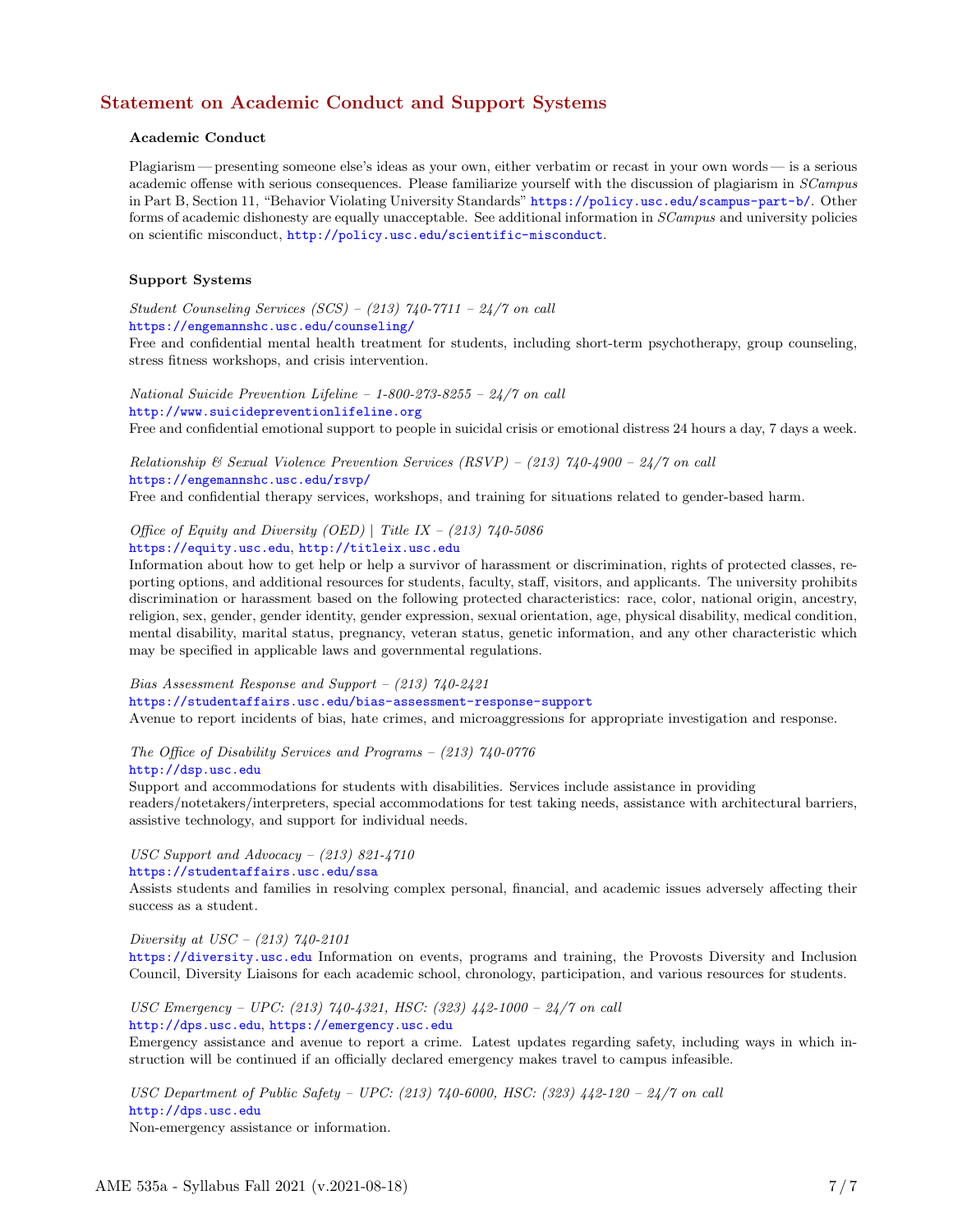## Statement on Academic Conduct and Support Systems

### Academic Conduct

Plagiarism — presenting someone else's ideas as your own, either verbatim or recast in your own words — is a serious academic offense with serious consequences. Please familiarize yourself with the discussion of plagiarism in *SCampus* in Part B, Section 11, "Behavior Violating University Standards" https://policy.usc.edu/scampus-part-b/. Other forms of academic dishonesty are equally unacceptable. See additional information in *SCampus* and university policies on scientific misconduct, http://policy.usc.edu/scientific-misconduct.

### Support Systems

*Student Counseling Services (SCS) – (213) 740-7711 – 24/7 on call*
https://engemannshc.usc.edu/counseling/
Free and confidential mental health treatment for students, including short-term psychotherapy, group counseling, stress fitness workshops, and crisis intervention.

*National Suicide Prevention Lifeline – 1-800-273-8255 – 24/7 on call*
http://www.suicidepreventionlifeline.org
Free and confidential emotional support to people in suicidal crisis or emotional distress 24 hours a day, 7 days a week.

*Relationship & Sexual Violence Prevention Services (RSVP) – (213) 740-4900 – 24/7 on call*
https://engemannshc.usc.edu/rsvp/
Free and confidential therapy services, workshops, and training for situations related to gender-based harm.

*Office of Equity and Diversity (OED) | Title IX – (213) 740-5086*
https://equity.usc.edu, http://titleix.usc.edu
Information about how to get help or help a survivor of harassment or discrimination, rights of protected classes, reporting options, and additional resources for students, faculty, staff, visitors, and applicants. The university prohibits discrimination or harassment based on the following protected characteristics: race, color, national origin, ancestry, religion, sex, gender, gender identity, gender expression, sexual orientation, age, physical disability, medical condition, mental disability, marital status, pregnancy, veteran status, genetic information, and any other characteristic which may be specified in applicable laws and governmental regulations.

*Bias Assessment Response and Support – (213) 740-2421*
https://studentaffairs.usc.edu/bias-assessment-response-support
Avenue to report incidents of bias, hate crimes, and microaggressions for appropriate investigation and response.

*The Office of Disability Services and Programs – (213) 740-0776*
http://dsp.usc.edu
Support and accommodations for students with disabilities. Services include assistance in providing readers/notetakers/interpreters, special accommodations for test taking needs, assistance with architectural barriers, assistive technology, and support for individual needs.

*USC Support and Advocacy – (213) 821-4710*
https://studentaffairs.usc.edu/ssa
Assists students and families in resolving complex personal, financial, and academic issues adversely affecting their success as a student.

*Diversity at USC – (213) 740-2101*
https://diversity.usc.edu Information on events, programs and training, the Provosts Diversity and Inclusion Council, Diversity Liaisons for each academic school, chronology, participation, and various resources for students.

*USC Emergency – UPC: (213) 740-4321, HSC: (323) 442-1000 – 24/7 on call*
http://dps.usc.edu, https://emergency.usc.edu
Emergency assistance and avenue to report a crime. Latest updates regarding safety, including ways in which instruction will be continued if an officially declared emergency makes travel to campus infeasible.

*USC Department of Public Safety – UPC: (213) 740-6000, HSC: (323) 442-120 – 24/7 on call*
http://dps.usc.edu
Non-emergency assistance or information.